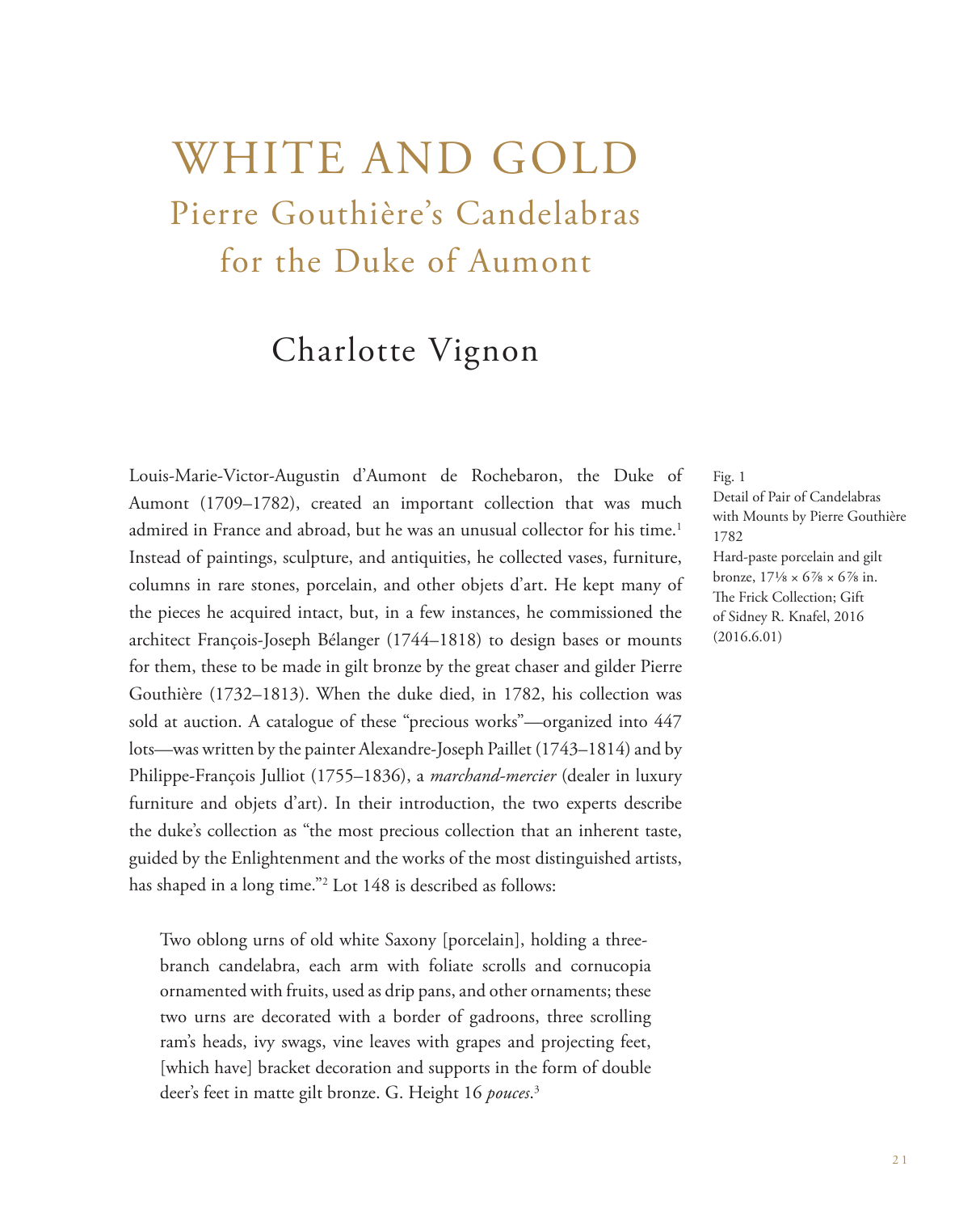# WHITE AND GOLD

## Pierre Gouthière's Candelabras for the Duke of Aumont

### Charlotte Vignon

Louis-Marie-Victor-Augustin d'Aumont de Rochebaron, the Duke of Aumont (1709–1782), created an important collection that was much admired in France and abroad, but he was an unusual collector for his time.[1] Instead of paintings, sculpture, and antiquities, he collected vases, furniture, columns in rare stones, porcelain, and other objets d'art. He kept many of the pieces he acquired intact, but, in a few instances, he commissioned the architect François-Joseph Bélanger (1744–1818) to design bases or mounts for them, these to be made in gilt bronze by the great chaser and gilder Pierre Gouthière (1732–1813). When the duke died, in 1782, his collection was sold at auction. A catalogue of these "precious works"—organized into 447 lots—was written by the painter Alexandre-Joseph Paillet (1743–1814) and by Philippe-François Julliot (1755–1836), a *marchand-mercier* (dealer in luxury furniture and objets d'art). In their introduction, the two experts describe the duke's collection as "the most precious collection that an inherent taste, guided by the Enlightenment and the works of the most distinguished artists, has shaped in a long time."[2] Lot 148 is described as follows:

> Two oblong urns of old white Saxony [porcelain], holding a three-branch candelabra, each arm with foliate scrolls and cornucopia ornamented with fruits, used as drip pans, and other ornaments; these two urns are decorated with a border of gadroons, three scrolling ram's heads, ivy swags, vine leaves with grapes and projecting feet, [which have] bracket decoration and supports in the form of double deer's feet in matte gilt bronze. G. Height 16 *pouces*.[3]

Fig. 1
Detail of Pair of Candelabras with Mounts by Pierre Gouthière
1782
Hard-paste porcelain and gilt bronze, 17⅛ × 6⅞ × 6⅞ in.
The Frick Collection; Gift of Sidney R. Knafel, 2016 (2016.6.01)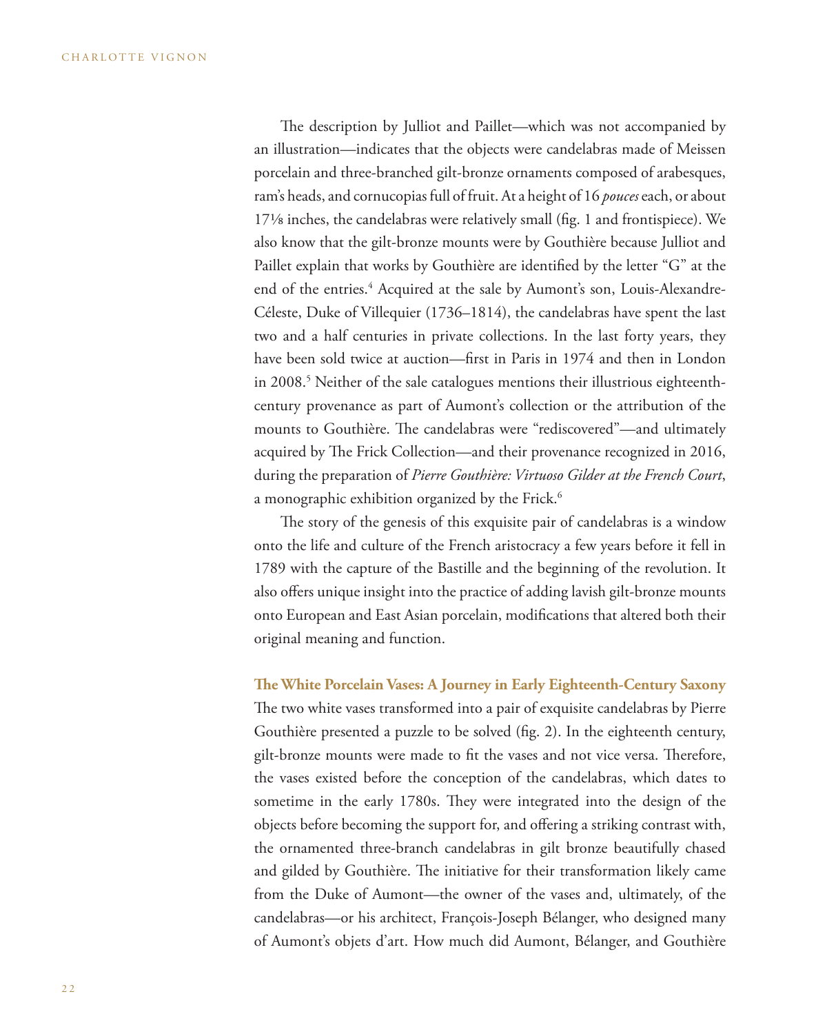The description by Julliot and Paillet—which was not accompanied by an illustration—indicates that the objects were candelabras made of Meissen porcelain and three-branched gilt-bronze ornaments composed of arabesques, ram's heads, and cornucopias full of fruit. At a height of 16 *pouces* each, or about 17⅛ inches, the candelabras were relatively small (fig. 1 and frontispiece). We also know that the gilt-bronze mounts were by Gouthière because Julliot and Paillet explain that works by Gouthière are identified by the letter "G" at the end of the entries.[4] Acquired at the sale by Aumont's son, Louis-Alexandre-Céleste, Duke of Villequier (1736–1814), the candelabras have spent the last two and a half centuries in private collections. In the last forty years, they have been sold twice at auction—first in Paris in 1974 and then in London in 2008.[5] Neither of the sale catalogues mentions their illustrious eighteenth-century provenance as part of Aumont's collection or the attribution of the mounts to Gouthière. The candelabras were "rediscovered"—and ultimately acquired by The Frick Collection—and their provenance recognized in 2016, during the preparation of *Pierre Gouthière: Virtuoso Gilder at the French Court*, a monographic exhibition organized by the Frick.[6]

The story of the genesis of this exquisite pair of candelabras is a window onto the life and culture of the French aristocracy a few years before it fell in 1789 with the capture of the Bastille and the beginning of the revolution. It also offers unique insight into the practice of adding lavish gilt-bronze mounts onto European and East Asian porcelain, modifications that altered both their original meaning and function.

**The White Porcelain Vases: A Journey in Early Eighteenth-Century Saxony**

The two white vases transformed into a pair of exquisite candelabras by Pierre Gouthière presented a puzzle to be solved (fig. 2). In the eighteenth century, gilt-bronze mounts were made to fit the vases and not vice versa. Therefore, the vases existed before the conception of the candelabras, which dates to sometime in the early 1780s. They were integrated into the design of the objects before becoming the support for, and offering a striking contrast with, the ornamented three-branch candelabras in gilt bronze beautifully chased and gilded by Gouthière. The initiative for their transformation likely came from the Duke of Aumont—the owner of the vases and, ultimately, of the candelabras—or his architect, François-Joseph Bélanger, who designed many of Aumont's objets d'art. How much did Aumont, Bélanger, and Gouthière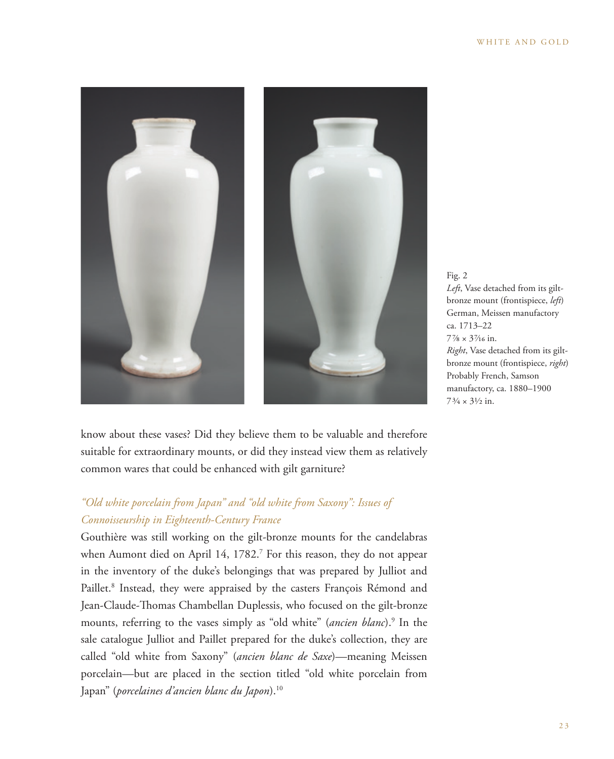Fig. 2
*Left*, Vase detached from its gilt-bronze mount (frontispiece, *left*)
German, Meissen manufactory
ca. 1713–22
7⅞ × 3⁷⁄₁₆ in.
*Right*, Vase detached from its gilt-bronze mount (frontispiece, *right*)
Probably French, Samson manufactory, ca. 1880–1900
7¾ × 3½ in.

know about these vases? Did they believe them to be valuable and therefore suitable for extraordinary mounts, or did they instead view them as relatively common wares that could be enhanced with gilt garniture?

## *"Old white porcelain from Japan" and "old white from Saxony": Issues of Connoisseurship in Eighteenth-Century France*

Gouthière was still working on the gilt-bronze mounts for the candelabras when Aumont died on April 14, 1782.[7] For this reason, they do not appear in the inventory of the duke's belongings that was prepared by Julliot and Paillet.[8] Instead, they were appraised by the casters François Rémond and Jean-Claude-Thomas Chambellan Duplessis, who focused on the gilt-bronze mounts, referring to the vases simply as "old white" (*ancien blanc*).[9] In the sale catalogue Julliot and Paillet prepared for the duke's collection, they are called "old white from Saxony" (*ancien blanc de Saxe*)—meaning Meissen porcelain—but are placed in the section titled "old white porcelain from Japan" (*porcelaines d'ancien blanc du Japon*).[10]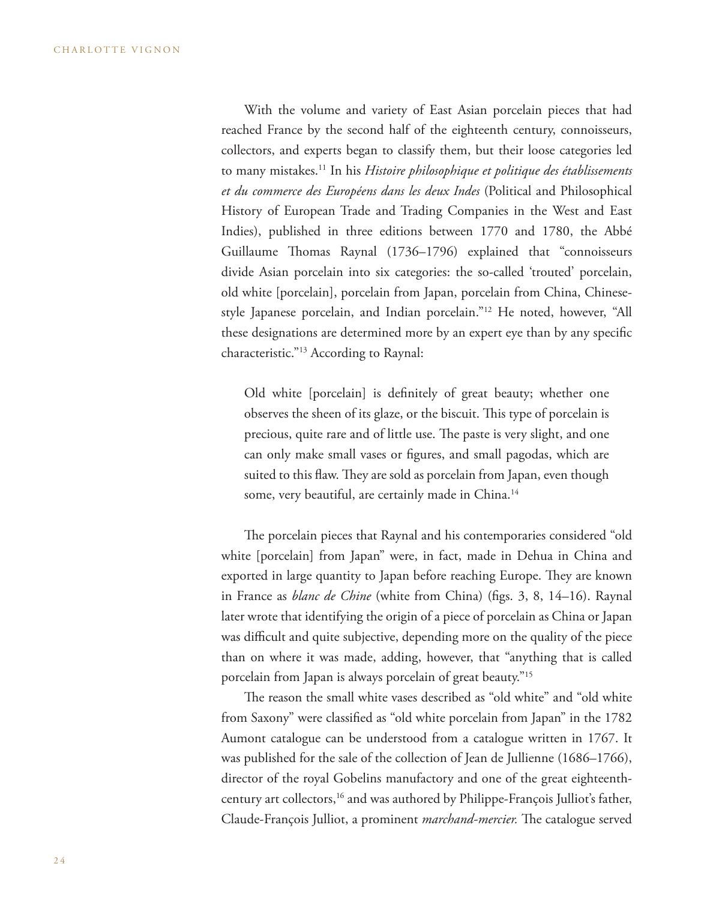With the volume and variety of East Asian porcelain pieces that had reached France by the second half of the eighteenth century, connoisseurs, collectors, and experts began to classify them, but their loose categories led to many mistakes.[11] In his *Histoire philosophique et politique des établissements et du commerce des Européens dans les deux Indes* (Political and Philosophical History of European Trade and Trading Companies in the West and East Indies), published in three editions between 1770 and 1780, the Abbé Guillaume Thomas Raynal (1736–1796) explained that "connoisseurs divide Asian porcelain into six categories: the so-called 'trouted' porcelain, old white [porcelain], porcelain from Japan, porcelain from China, Chinese-style Japanese porcelain, and Indian porcelain."[12] He noted, however, "All these designations are determined more by an expert eye than by any specific characteristic."[13] According to Raynal:

> Old white [porcelain] is definitely of great beauty; whether one observes the sheen of its glaze, or the biscuit. This type of porcelain is precious, quite rare and of little use. The paste is very slight, and one can only make small vases or figures, and small pagodas, which are suited to this flaw. They are sold as porcelain from Japan, even though some, very beautiful, are certainly made in China.[14]

The porcelain pieces that Raynal and his contemporaries considered "old white [porcelain] from Japan" were, in fact, made in Dehua in China and exported in large quantity to Japan before reaching Europe. They are known in France as *blanc de Chine* (white from China) (figs. 3, 8, 14–16). Raynal later wrote that identifying the origin of a piece of porcelain as China or Japan was difficult and quite subjective, depending more on the quality of the piece than on where it was made, adding, however, that "anything that is called porcelain from Japan is always porcelain of great beauty."[15]

The reason the small white vases described as "old white" and "old white from Saxony" were classified as "old white porcelain from Japan" in the 1782 Aumont catalogue can be understood from a catalogue written in 1767. It was published for the sale of the collection of Jean de Jullienne (1686–1766), director of the royal Gobelins manufactory and one of the great eighteenth-century art collectors,[16] and was authored by Philippe-François Julliot's father, Claude-François Julliot, a prominent *marchand-mercier.* The catalogue served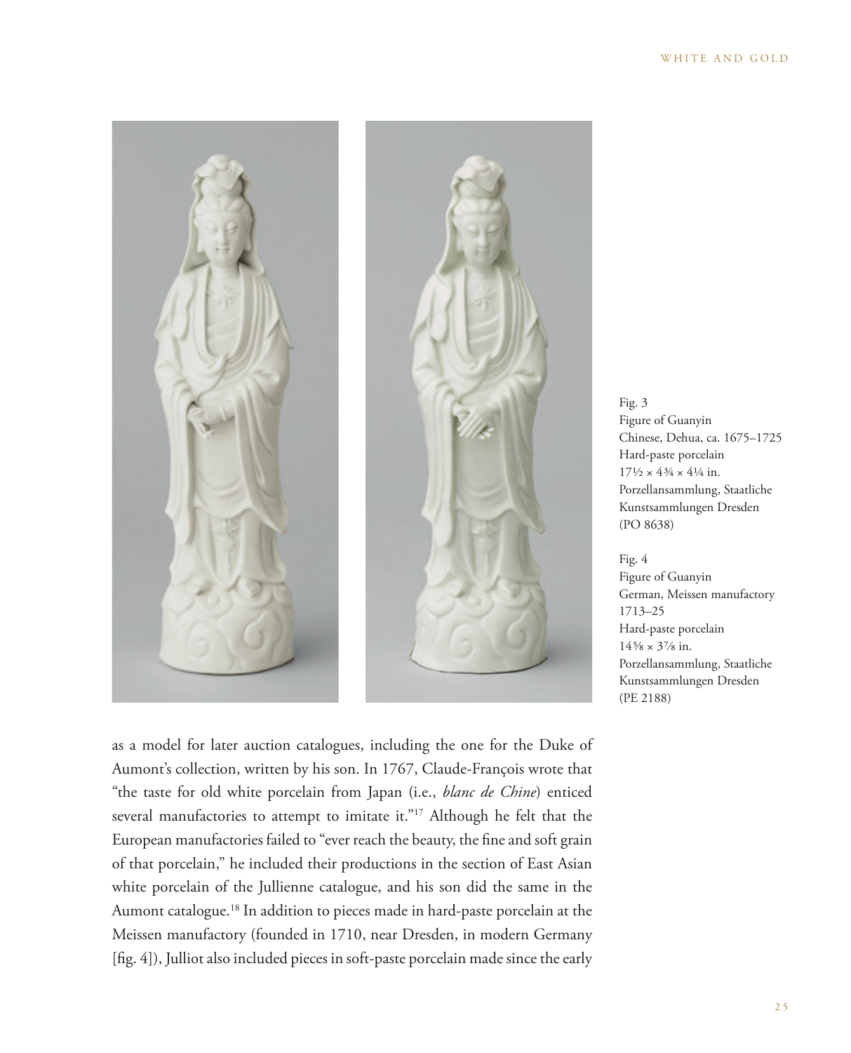Fig. 3
Figure of Guanyin
Chinese, Dehua, ca. 1675–1725
Hard-paste porcelain
17½ × 4¾ × 4¼ in.
Porzellansammlung, Staatliche Kunstsammlungen Dresden
(PO 8638)

Fig. 4
Figure of Guanyin
German, Meissen manufactory
1713–25
Hard-paste porcelain
14⅝ × 3⅞ in.
Porzellansammlung, Staatliche Kunstsammlungen Dresden
(PE 2188)

as a model for later auction catalogues, including the one for the Duke of Aumont's collection, written by his son. In 1767, Claude-François wrote that "the taste for old white porcelain from Japan (i.e., *blanc de Chine*) enticed several manufactories to attempt to imitate it."[17] Although he felt that the European manufactories failed to "ever reach the beauty, the fine and soft grain of that porcelain," he included their productions in the section of East Asian white porcelain of the Jullienne catalogue, and his son did the same in the Aumont catalogue.[18] In addition to pieces made in hard-paste porcelain at the Meissen manufactory (founded in 1710, near Dresden, in modern Germany [fig. 4]), Julliot also included pieces in soft-paste porcelain made since the early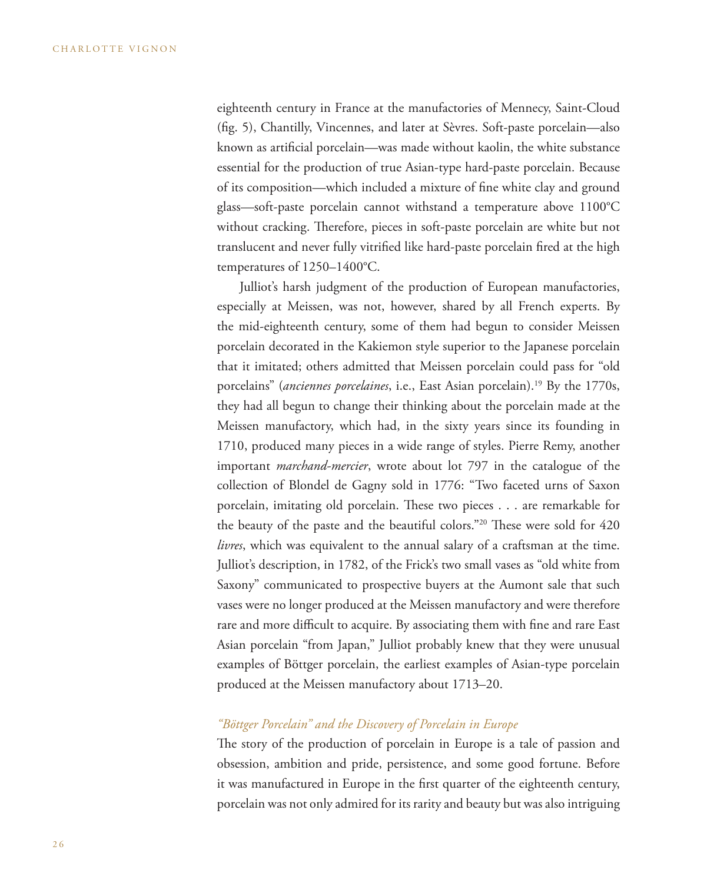eighteenth century in France at the manufactories of Mennecy, Saint-Cloud (fig. 5), Chantilly, Vincennes, and later at Sèvres. Soft-paste porcelain—also known as artificial porcelain—was made without kaolin, the white substance essential for the production of true Asian-type hard-paste porcelain. Because of its composition—which included a mixture of fine white clay and ground glass—soft-paste porcelain cannot withstand a temperature above 1100°C without cracking. Therefore, pieces in soft-paste porcelain are white but not translucent and never fully vitrified like hard-paste porcelain fired at the high temperatures of 1250–1400°C.

Julliot's harsh judgment of the production of European manufactories, especially at Meissen, was not, however, shared by all French experts. By the mid-eighteenth century, some of them had begun to consider Meissen porcelain decorated in the Kakiemon style superior to the Japanese porcelain that it imitated; others admitted that Meissen porcelain could pass for "old porcelains" (*anciennes porcelaines*, i.e., East Asian porcelain).[19] By the 1770s, they had all begun to change their thinking about the porcelain made at the Meissen manufactory, which had, in the sixty years since its founding in 1710, produced many pieces in a wide range of styles. Pierre Remy, another important *marchand-mercier*, wrote about lot 797 in the catalogue of the collection of Blondel de Gagny sold in 1776: "Two faceted urns of Saxon porcelain, imitating old porcelain. These two pieces . . . are remarkable for the beauty of the paste and the beautiful colors."[20] These were sold for 420 *livres*, which was equivalent to the annual salary of a craftsman at the time. Julliot's description, in 1782, of the Frick's two small vases as "old white from Saxony" communicated to prospective buyers at the Aumont sale that such vases were no longer produced at the Meissen manufactory and were therefore rare and more difficult to acquire. By associating them with fine and rare East Asian porcelain "from Japan," Julliot probably knew that they were unusual examples of Böttger porcelain, the earliest examples of Asian-type porcelain produced at the Meissen manufactory about 1713–20.

### *"Böttger Porcelain" and the Discovery of Porcelain in Europe*

The story of the production of porcelain in Europe is a tale of passion and obsession, ambition and pride, persistence, and some good fortune. Before it was manufactured in Europe in the first quarter of the eighteenth century, porcelain was not only admired for its rarity and beauty but was also intriguing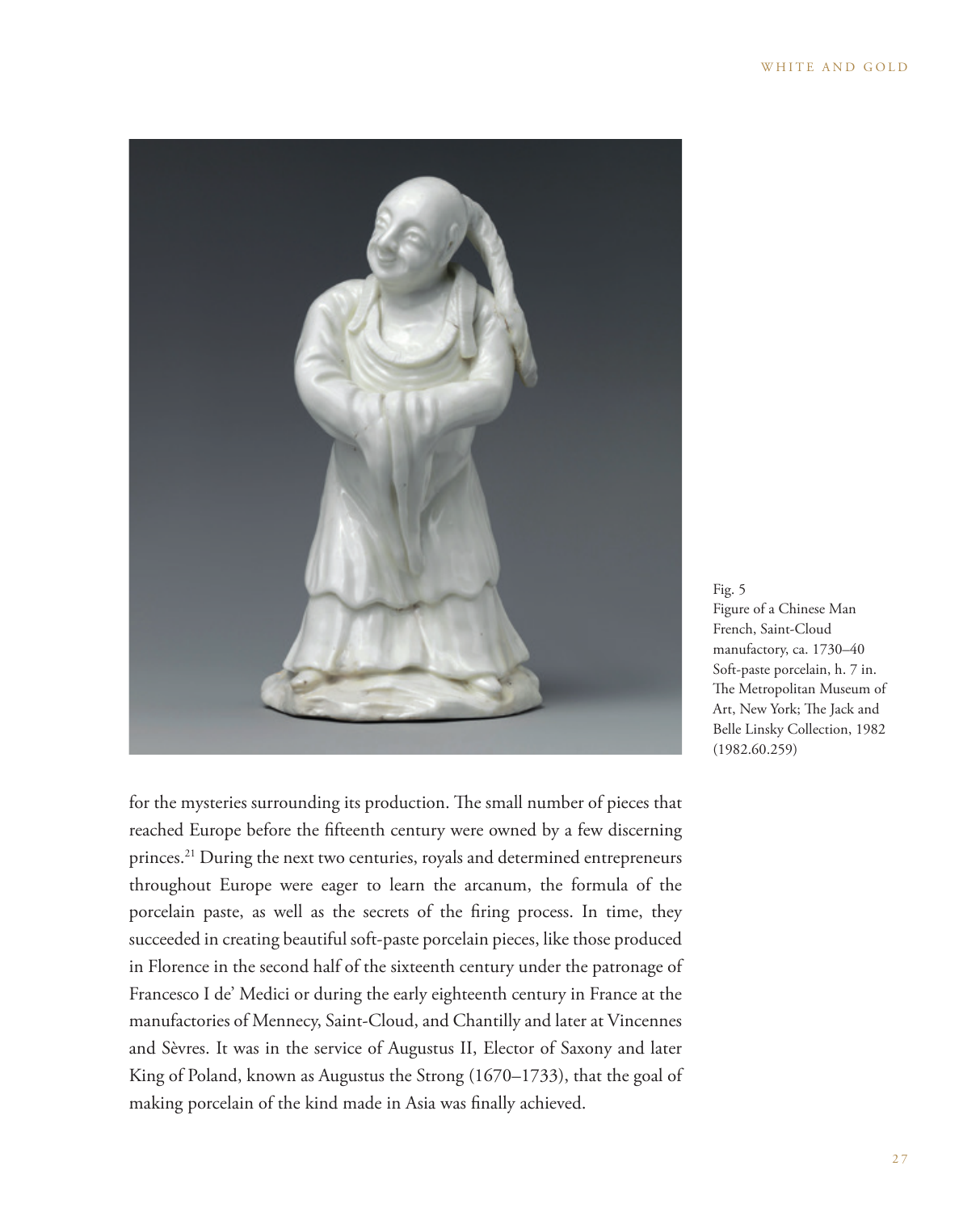Fig. 5
Figure of a Chinese Man
French, Saint-Cloud manufactory, ca. 1730–40
Soft-paste porcelain, h. 7 in.
The Metropolitan Museum of Art, New York; The Jack and Belle Linsky Collection, 1982 (1982.60.259)

for the mysteries surrounding its production. The small number of pieces that reached Europe before the fifteenth century were owned by a few discerning princes.[21] During the next two centuries, royals and determined entrepreneurs throughout Europe were eager to learn the arcanum, the formula of the porcelain paste, as well as the secrets of the firing process. In time, they succeeded in creating beautiful soft-paste porcelain pieces, like those produced in Florence in the second half of the sixteenth century under the patronage of Francesco I de' Medici or during the early eighteenth century in France at the manufactories of Mennecy, Saint-Cloud, and Chantilly and later at Vincennes and Sèvres. It was in the service of Augustus II, Elector of Saxony and later King of Poland, known as Augustus the Strong (1670–1733), that the goal of making porcelain of the kind made in Asia was finally achieved.